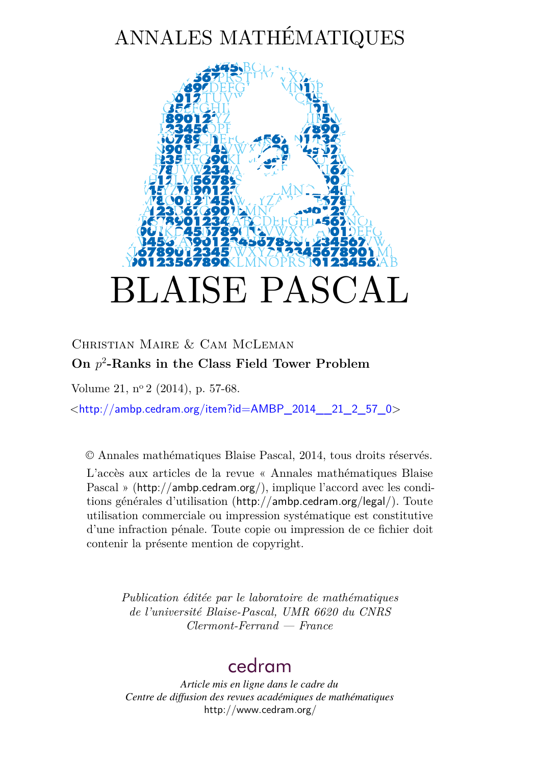# ANNALES MATHÉMATIQUES

# BLAISE PASCAL

Christian Maire & Cam McLeman

**On $p^2$-Ranks in the Class Field Tower Problem**

Volume 21, n$^{\text{o}}$ 2 (2014), p. 57-68.

<http://ambp.cedram.org/item?id=AMBP_2014__21_2_57_0>

© Annales mathématiques Blaise Pascal, 2014, tous droits réservés.

L'accès aux articles de la revue « Annales mathématiques Blaise Pascal » (http://ambp.cedram.org/), implique l'accord avec les conditions générales d'utilisation (http://ambp.cedram.org/legal/). Toute utilisation commerciale ou impression systématique est constitutive d'une infraction pénale. Toute copie ou impression de ce fichier doit contenir la présente mention de copyright.

*Publication éditée par le laboratoire de mathématiques de l'université Blaise-Pascal, UMR 6620 du CNRS Clermont-Ferrand — France*

cedram

*Article mis en ligne dans le cadre du Centre de diffusion des revues académiques de mathématiques*
http://www.cedram.org/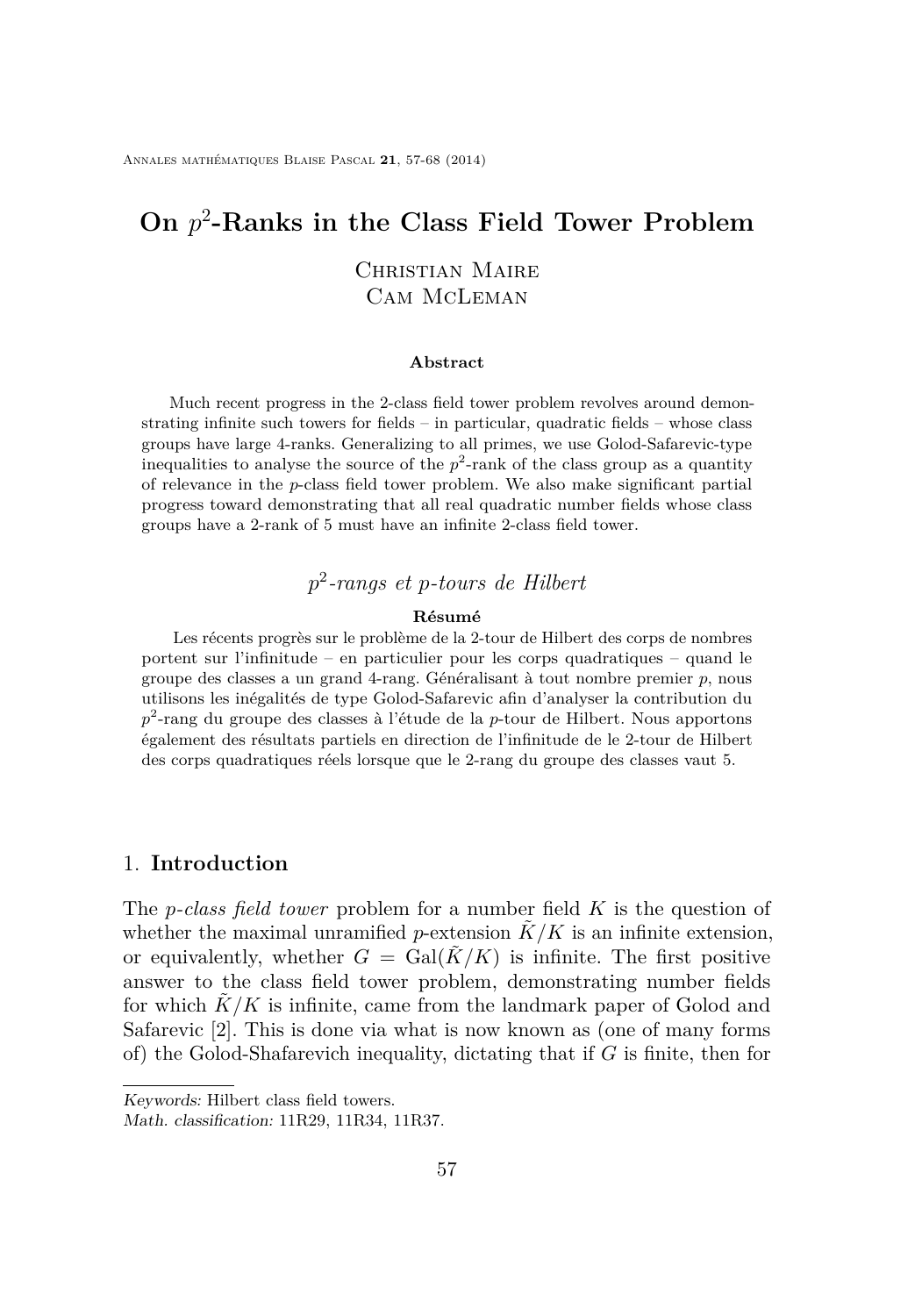# On $p^2$-Ranks in the Class Field Tower Problem

Christian Maire
Cam McLeman

**Abstract**

Much recent progress in the 2-class field tower problem revolves around demonstrating infinite such towers for fields – in particular, quadratic fields – whose class groups have large 4-ranks. Generalizing to all primes, we use Golod-Safarevic-type inequalities to analyse the source of the $p^2$-rank of the class group as a quantity of relevance in the $p$-class field tower problem. We also make significant partial progress toward demonstrating that all real quadratic number fields whose class groups have a 2-rank of 5 must have an infinite 2-class field tower.

## *$p^2$-rangs et p-tours de Hilbert*

**Résumé**

Les récents progrès sur le problème de la 2-tour de Hilbert des corps de nombres portent sur l'infinitude – en particulier pour les corps quadratiques – quand le groupe des classes a un grand 4-rang. Généralisant à tout nombre premier $p$, nous utilisons les inégalités de type Golod-Safarevic afin d'analyser la contribution du $p^2$-rang du groupe des classes à l'étude de la $p$-tour de Hilbert. Nous apportons également des résultats partiels en direction de l'infinitude de le 2-tour de Hilbert des corps quadratiques réels lorsque que le 2-rang du groupe des classes vaut 5.

## 1. Introduction

The *p-class field tower* problem for a number field $K$ is the question of whether the maximal unramified $p$-extension $\tilde{K}/K$ is an infinite extension, or equivalently, whether $G = \mathrm{Gal}(\tilde{K}/K)$ is infinite. The first positive answer to the class field tower problem, demonstrating number fields for which $\tilde{K}/K$ is infinite, came from the landmark paper of Golod and Safarevic [2]. This is done via what is now known as (one of many forms of) the Golod-Shafarevich inequality, dictating that if $G$ is finite, then for

*Keywords:* Hilbert class field towers.
*Math. classification:* 11R29, 11R34, 11R37.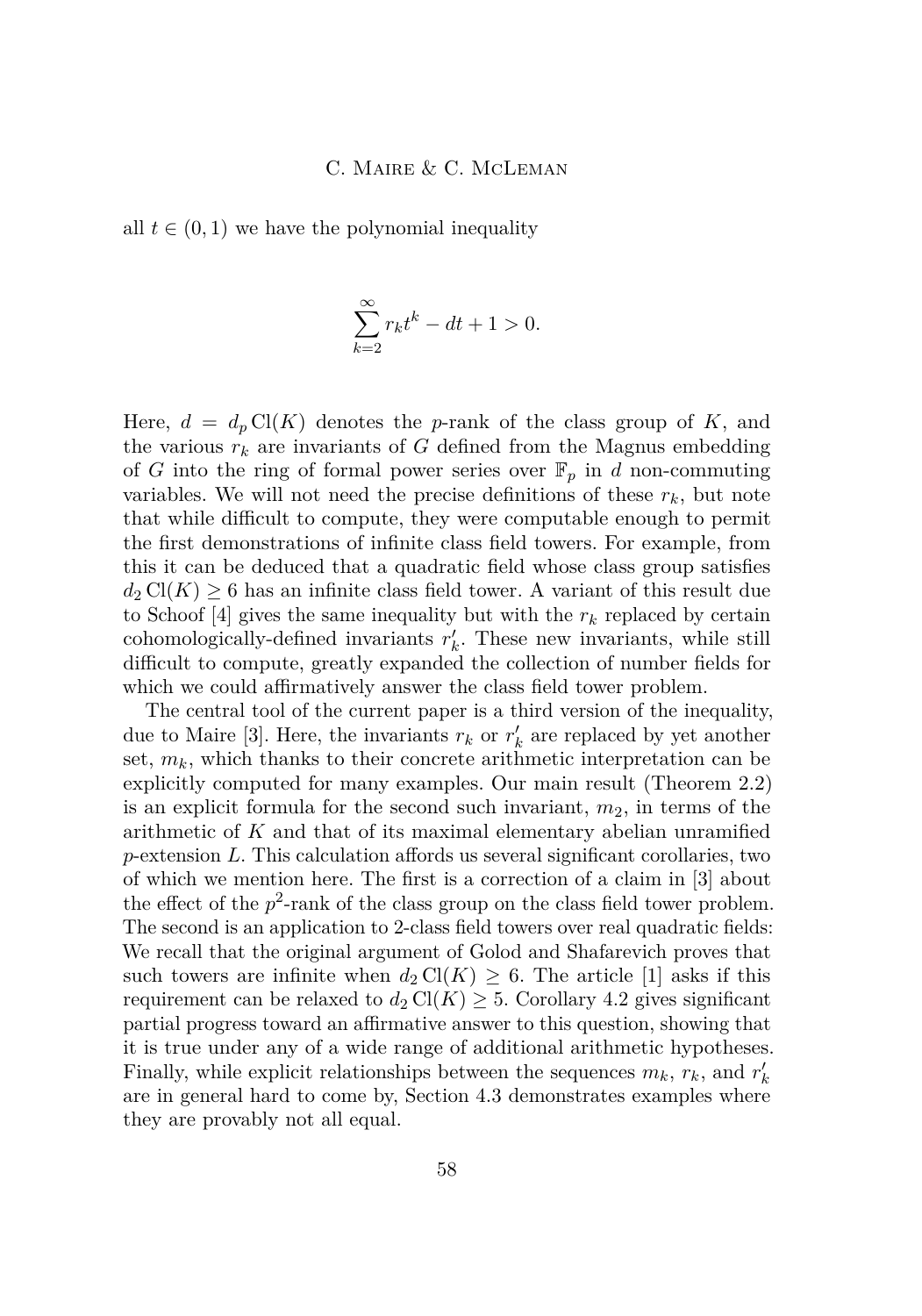all $t \in (0,1)$ we have the polynomial inequality

$$\sum_{k=2}^{\infty} r_k t^k - dt + 1 > 0.$$

Here, $d = d_p \operatorname{Cl}(K)$ denotes the $p$-rank of the class group of $K$, and the various $r_k$ are invariants of $G$ defined from the Magnus embedding of $G$ into the ring of formal power series over $\mathbb{F}_p$ in $d$ non-commuting variables. We will not need the precise definitions of these $r_k$, but note that while difficult to compute, they were computable enough to permit the first demonstrations of infinite class field towers. For example, from this it can be deduced that a quadratic field whose class group satisfies $d_2 \operatorname{Cl}(K) \geq 6$ has an infinite class field tower. A variant of this result due to Schoof [4] gives the same inequality but with the $r_k$ replaced by certain cohomologically-defined invariants $r'_k$. These new invariants, while still difficult to compute, greatly expanded the collection of number fields for which we could affirmatively answer the class field tower problem.

The central tool of the current paper is a third version of the inequality, due to Maire [3]. Here, the invariants $r_k$ or $r'_k$ are replaced by yet another set, $m_k$, which thanks to their concrete arithmetic interpretation can be explicitly computed for many examples. Our main result (Theorem 2.2) is an explicit formula for the second such invariant, $m_2$, in terms of the arithmetic of $K$ and that of its maximal elementary abelian unramified $p$-extension $L$. This calculation affords us several significant corollaries, two of which we mention here. The first is a correction of a claim in [3] about the effect of the $p^2$-rank of the class group on the class field tower problem. The second is an application to 2-class field towers over real quadratic fields: We recall that the original argument of Golod and Shafarevich proves that such towers are infinite when $d_2 \operatorname{Cl}(K) \geq 6$. The article [1] asks if this requirement can be relaxed to $d_2 \operatorname{Cl}(K) \geq 5$. Corollary 4.2 gives significant partial progress toward an affirmative answer to this question, showing that it is true under any of a wide range of additional arithmetic hypotheses. Finally, while explicit relationships between the sequences $m_k$, $r_k$, and $r'_k$ are in general hard to come by, Section 4.3 demonstrates examples where they are provably not all equal.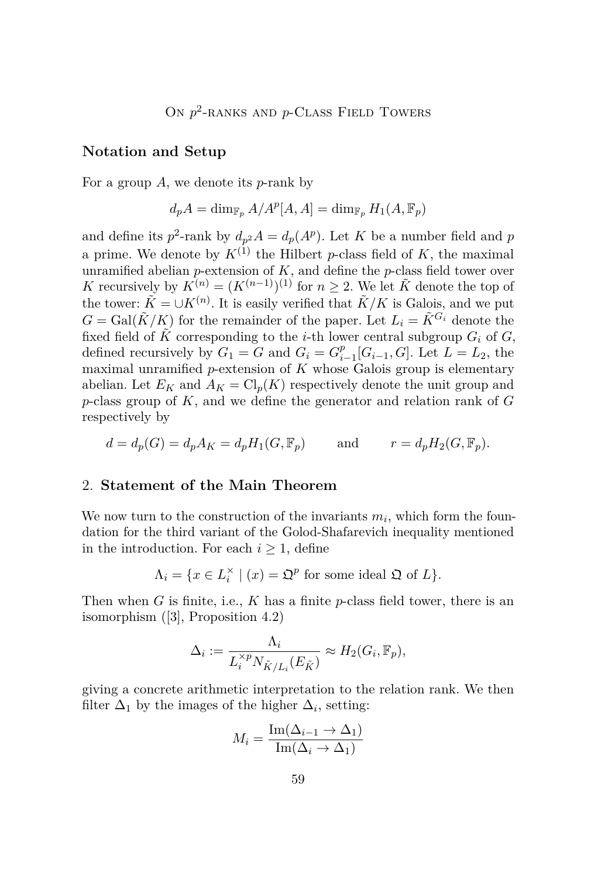## Notation and Setup

For a group $A$, we denote its $p$-rank by

$$d_p A = \dim_{\mathbb{F}_p} A/A^p[A,A] = \dim_{\mathbb{F}_p} H_1(A, \mathbb{F}_p)$$

and define its $p^2$-rank by $d_{p^2}A = d_p(A^p)$. Let $K$ be a number field and $p$ a prime. We denote by $K^{(1)}$ the Hilbert $p$-class field of $K$, the maximal unramified abelian $p$-extension of $K$, and define the $p$-class field tower over $K$ recursively by $K^{(n)} = (K^{(n-1)})^{(1)}$ for $n \geq 2$. We let $\tilde{K}$ denote the top of the tower: $\tilde{K} = \cup K^{(n)}$. It is easily verified that $\tilde{K}/K$ is Galois, and we put $G = \mathrm{Gal}(\tilde{K}/K)$ for the remainder of the paper. Let $L_i = \tilde{K}^{G_i}$ denote the fixed field of $\tilde{K}$ corresponding to the $i$-th lower central subgroup $G_i$ of $G$, defined recursively by $G_1 = G$ and $G_i = G_{i-1}^p[G_{i-1}, G]$. Let $L = L_2$, the maximal unramified $p$-extension of $K$ whose Galois group is elementary abelian. Let $E_K$ and $A_K = \mathrm{Cl}_p(K)$ respectively denote the unit group and $p$-class group of $K$, and we define the generator and relation rank of $G$ respectively by

$$d = d_p(G) = d_p A_K = d_p H_1(G, \mathbb{F}_p) \qquad \text{and} \qquad r = d_p H_2(G, \mathbb{F}_p).$$

## 2. Statement of the Main Theorem

We now turn to the construction of the invariants $m_i$, which form the foundation for the third variant of the Golod-Shafarevich inequality mentioned in the introduction. For each $i \geq 1$, define

$$\Lambda_i = \{x \in L_i^\times \mid (x) = \mathfrak{Q}^p \text{ for some ideal } \mathfrak{Q} \text{ of } L\}.$$

Then when $G$ is finite, i.e., $K$ has a finite $p$-class field tower, there is an isomorphism ([3], Proposition 4.2)

$$\Delta_i := \frac{\Lambda_i}{L_i^{\times p} N_{\tilde{K}/L_i}(E_{\tilde{K}})} \approx H_2(G_i, \mathbb{F}_p),$$

giving a concrete arithmetic interpretation to the relation rank. We then filter $\Delta_1$ by the images of the higher $\Delta_i$, setting:

$$M_i = \frac{\mathrm{Im}(\Delta_{i-1} \to \Delta_1)}{\mathrm{Im}(\Delta_i \to \Delta_1)}$$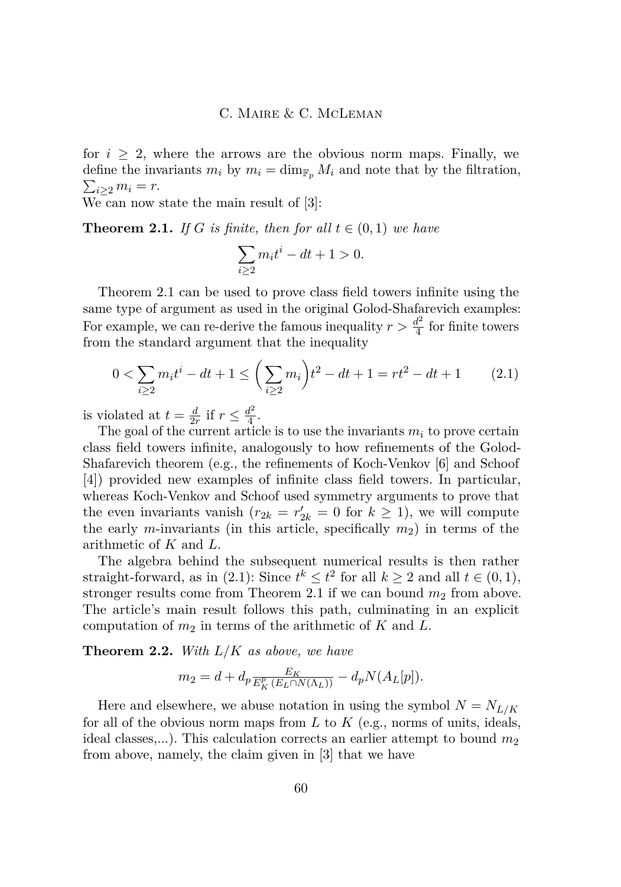for $i \geq 2$, where the arrows are the obvious norm maps. Finally, we define the invariants $m_i$ by $m_i = \dim_{\mathbb{F}_p} M_i$ and note that by the filtration, $\sum_{i\geq 2} m_i = r$.

We can now state the main result of [3]:

**Theorem 2.1.** *If $G$ is finite, then for all $t \in (0,1)$ we have*

$$\sum_{i\geq 2} m_i t^i - dt + 1 > 0.$$

Theorem 2.1 can be used to prove class field towers infinite using the same type of argument as used in the original Golod-Shafarevich examples: For example, we can re-derive the famous inequality $r > \frac{d^2}{4}$ for finite towers from the standard argument that the inequality

$$0 < \sum_{i\geq 2} m_i t^i - dt + 1 \leq \Big(\sum_{i\geq 2} m_i\Big) t^2 - dt + 1 = rt^2 - dt + 1 \tag{2.1}$$

is violated at $t = \frac{d}{2r}$ if $r \leq \frac{d^2}{4}$.

The goal of the current article is to use the invariants $m_i$ to prove certain class field towers infinite, analogously to how refinements of the Golod-Shafarevich theorem (e.g., the refinements of Koch-Venkov [6] and Schoof [4]) provided new examples of infinite class field towers. In particular, whereas Koch-Venkov and Schoof used symmetry arguments to prove that the even invariants vanish ($r_{2k} = r'_{2k} = 0$ for $k \geq 1$), we will compute the early $m$-invariants (in this article, specifically $m_2$) in terms of the arithmetic of $K$ and $L$.

The algebra behind the subsequent numerical results is then rather straight-forward, as in (2.1): Since $t^k \leq t^2$ for all $k \geq 2$ and all $t \in (0,1)$, stronger results come from Theorem 2.1 if we can bound $m_2$ from above. The article's main result follows this path, culminating in an explicit computation of $m_2$ in terms of the arithmetic of $K$ and $L$.

**Theorem 2.2.** *With $L/K$ as above, we have*

$$m_2 = d + d_p \frac{E_K}{E_K^p(E_L \cap N(\Lambda_L))} - d_p N(A_L[p]).$$

Here and elsewhere, we abuse notation in using the symbol $N = N_{L/K}$ for all of the obvious norm maps from $L$ to $K$ (e.g., norms of units, ideals, ideal classes,...). This calculation corrects an earlier attempt to bound $m_2$ from above, namely, the claim given in [3] that we have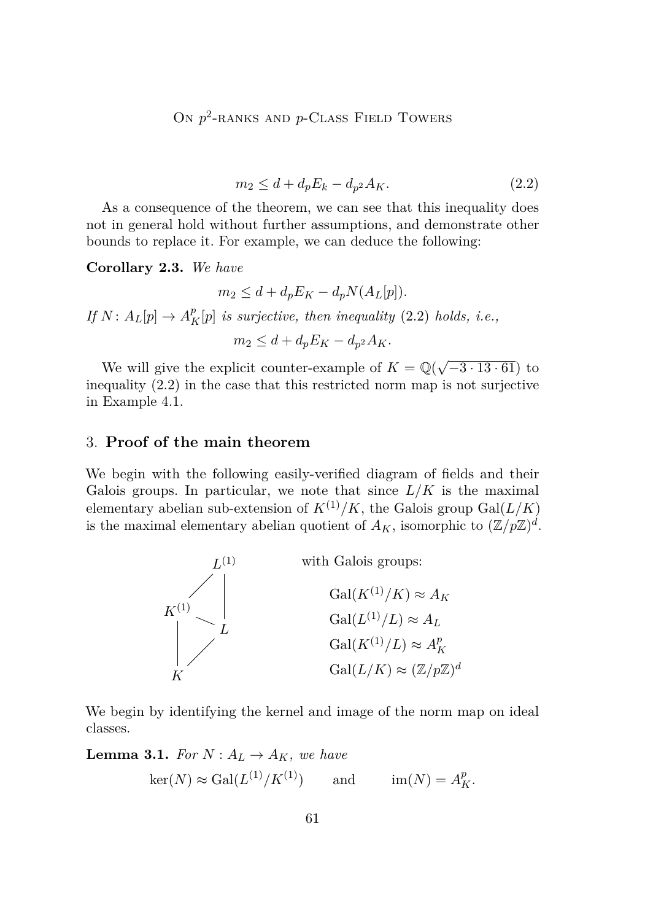$$m_2 \leq d + d_p E_k - d_{p^2} A_K. \tag{2.2}$$

As a consequence of the theorem, we can see that this inequality does not in general hold without further assumptions, and demonstrate other bounds to replace it. For example, we can deduce the following:

**Corollary 2.3.** *We have*

$$m_2 \leq d + d_p E_K - d_p N(A_L[p]).$$

*If $N\colon A_L[p] \to A_K^p[p]$ is surjective, then inequality (2.2) holds, i.e.,*

$$m_2 \leq d + d_p E_K - d_{p^2} A_K.$$

We will give the explicit counter-example of $K = \mathbb{Q}(\sqrt{-3 \cdot 13 \cdot 61})$ to inequality (2.2) in the case that this restricted norm map is not surjective in Example 4.1.

## 3. **Proof of the main theorem**

We begin with the following easily-verified diagram of fields and their Galois groups. In particular, we note that since $L/K$ is the maximal elementary abelian sub-extension of $K^{(1)}/K$, the Galois group $\mathrm{Gal}(L/K)$ is the maximal elementary abelian quotient of $A_K$, isomorphic to $(\mathbb{Z}/p\mathbb{Z})^d$.

Diagram of fields: $K \subset L \subset K^{(1)} \subset L^{(1)}$ (with $K \subset K^{(1)}$, $L \subset L^{(1)}$), with Galois groups:

$$\mathrm{Gal}(K^{(1)}/K) \approx A_K$$
$$\mathrm{Gal}(L^{(1)}/L) \approx A_L$$
$$\mathrm{Gal}(K^{(1)}/L) \approx A_K^p$$
$$\mathrm{Gal}(L/K) \approx (\mathbb{Z}/p\mathbb{Z})^d$$

We begin by identifying the kernel and image of the norm map on ideal classes.

**Lemma 3.1.** *For $N : A_L \to A_K$, we have*

$$\ker(N) \approx \mathrm{Gal}(L^{(1)}/K^{(1)}) \qquad \text{and} \qquad \mathrm{im}(N) = A_K^p.$$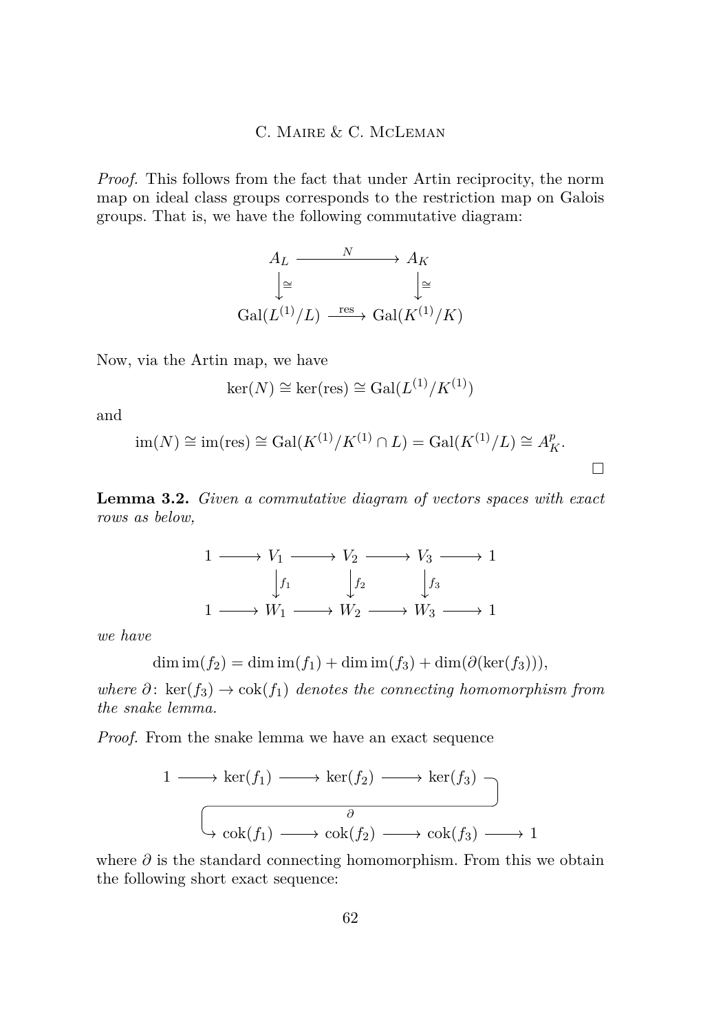*Proof.* This follows from the fact that under Artin reciprocity, the norm map on ideal class groups corresponds to the restriction map on Galois groups. That is, we have the following commutative diagram:

$$\begin{array}{ccc} A_L & \xrightarrow{\quad N \quad} & A_K \\ \downarrow \cong & & \downarrow \cong \\ \mathrm{Gal}(L^{(1)}/L) & \xrightarrow{\mathrm{res}} & \mathrm{Gal}(K^{(1)}/K) \end{array}$$

Now, via the Artin map, we have

$$\ker(N) \cong \ker(\mathrm{res}) \cong \mathrm{Gal}(L^{(1)}/K^{(1)})$$

and

$$\mathrm{im}(N) \cong \mathrm{im}(\mathrm{res}) \cong \mathrm{Gal}(K^{(1)}/K^{(1)} \cap L) = \mathrm{Gal}(K^{(1)}/L) \cong A_K^p.$$

□

**Lemma 3.2.** *Given a commutative diagram of vectors spaces with exact rows as below,*

$$\begin{array}{ccccccccc} 1 & \longrightarrow & V_1 & \longrightarrow & V_2 & \longrightarrow & V_3 & \longrightarrow & 1 \\ & & \downarrow f_1 & & \downarrow f_2 & & \downarrow f_3 & & \\ 1 & \longrightarrow & W_1 & \longrightarrow & W_2 & \longrightarrow & W_3 & \longrightarrow & 1 \end{array}$$

*we have*

$$\dim \mathrm{im}(f_2) = \dim \mathrm{im}(f_1) + \dim \mathrm{im}(f_3) + \dim(\partial(\ker(f_3))),$$

*where* $\partial\colon \ker(f_3) \to \mathrm{cok}(f_1)$ *denotes the connecting homomorphism from the snake lemma.*

*Proof.* From the snake lemma we have an exact sequence

$$1 \longrightarrow \ker(f_1) \longrightarrow \ker(f_2) \longrightarrow \ker(f_3) \xrightarrow{\partial} \mathrm{cok}(f_1) \longrightarrow \mathrm{cok}(f_2) \longrightarrow \mathrm{cok}(f_3) \longrightarrow 1$$

where $\partial$ is the standard connecting homomorphism. From this we obtain the following short exact sequence: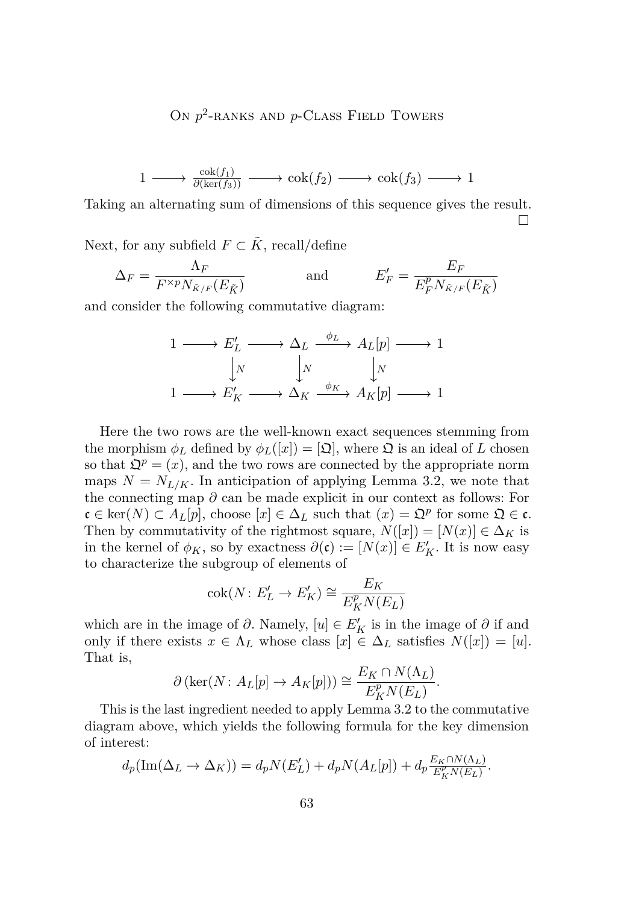$$1 \longrightarrow \frac{\operatorname{cok}(f_1)}{\partial(\ker(f_3))} \longrightarrow \operatorname{cok}(f_2) \longrightarrow \operatorname{cok}(f_3) \longrightarrow 1$$

Taking an alternating sum of dimensions of this sequence gives the result. □

Next, for any subfield $F \subset \tilde{K}$, recall/define

$$\Delta_F = \frac{\Lambda_F}{F^{\times p} N_{\tilde{K}/F}(E_{\tilde{K}})} \qquad \text{and} \qquad E'_F = \frac{E_F}{E_F^p N_{\tilde{K}/F}(E_{\tilde{K}})}$$

and consider the following commutative diagram:

$$\begin{array}{ccccccccc}
1 & \longrightarrow & E'_L & \longrightarrow & \Delta_L & \xrightarrow{\phi_L} & A_L[p] & \longrightarrow & 1 \\
 & & \downarrow N & & \downarrow N & & \downarrow N & & \\
1 & \longrightarrow & E'_K & \longrightarrow & \Delta_K & \xrightarrow{\phi_K} & A_K[p] & \longrightarrow & 1
\end{array}$$

Here the two rows are the well-known exact sequences stemming from the morphism $\phi_L$ defined by $\phi_L([x]) = [\mathfrak{Q}]$, where $\mathfrak{Q}$ is an ideal of $L$ chosen so that $\mathfrak{Q}^p = (x)$, and the two rows are connected by the appropriate norm maps $N = N_{L/K}$. In anticipation of applying Lemma 3.2, we note that the connecting map $\partial$ can be made explicit in our context as follows: For $\mathfrak{c} \in \ker(N) \subset A_L[p]$, choose $[x] \in \Delta_L$ such that $(x) = \mathfrak{Q}^p$ for some $\mathfrak{Q} \in \mathfrak{c}$. Then by commutativity of the rightmost square, $N([x]) = [N(x)] \in \Delta_K$ is in the kernel of $\phi_K$, so by exactness $\partial(\mathfrak{c}) := [N(x)] \in E'_K$. It is now easy to characterize the subgroup of elements of

$$\operatorname{cok}(N\colon E'_L \to E'_K) \cong \frac{E_K}{E_K^p N(E_L)}$$

which are in the image of $\partial$. Namely, $[u] \in E'_K$ is in the image of $\partial$ if and only if there exists $x \in \Lambda_L$ whose class $[x] \in \Delta_L$ satisfies $N([x]) = [u]$. That is,

$$\partial\left(\ker(N\colon A_L[p] \to A_K[p])\right) \cong \frac{E_K \cap N(\Lambda_L)}{E_K^p N(E_L)}.$$

This is the last ingredient needed to apply Lemma 3.2 to the commutative diagram above, which yields the following formula for the key dimension of interest:

$$d_p(\operatorname{Im}(\Delta_L \to \Delta_K)) = d_p N(E'_L) + d_p N(A_L[p]) + d_p \tfrac{E_K \cap N(\Lambda_L)}{E_K^p N(E_L)}.$$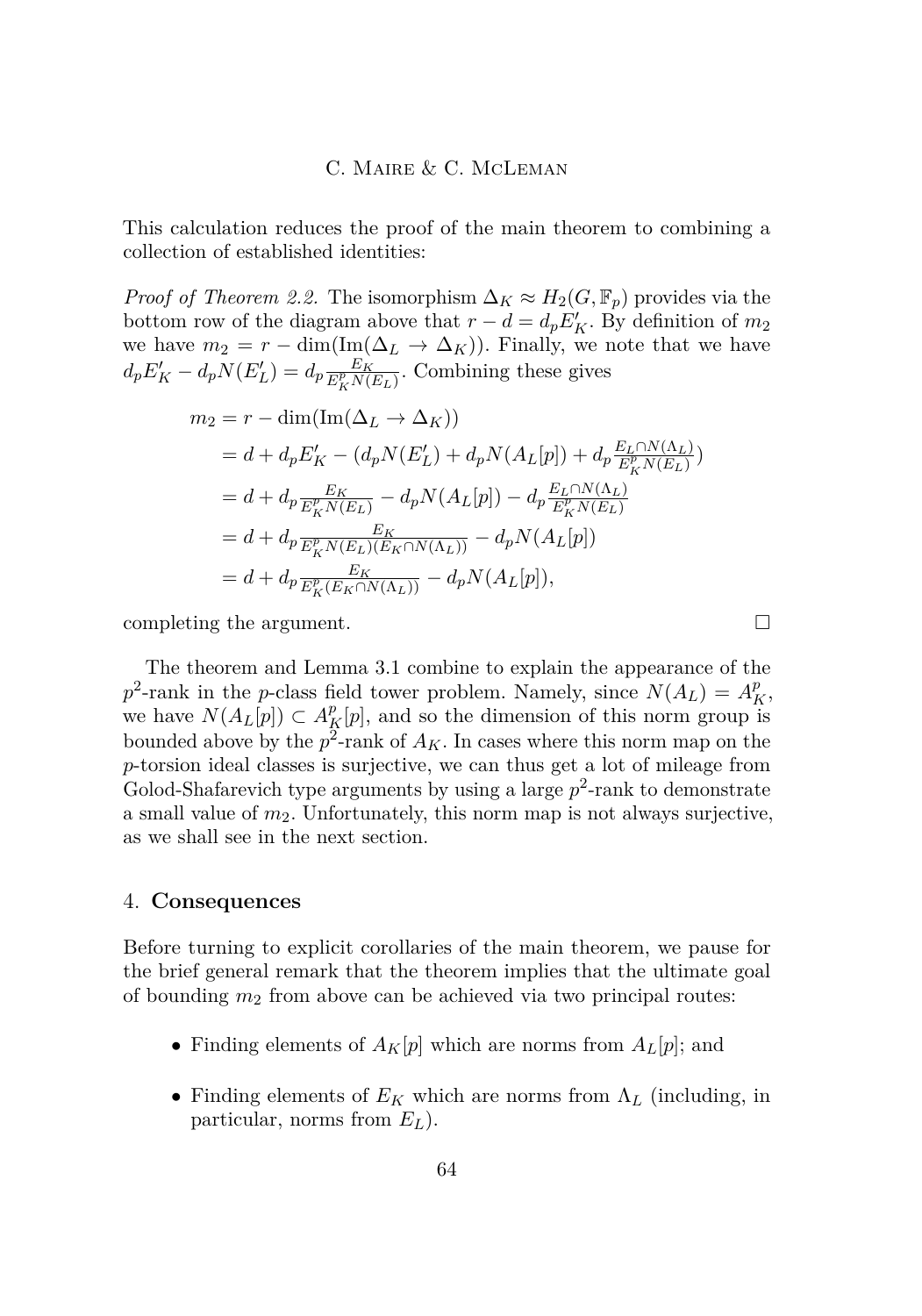This calculation reduces the proof of the main theorem to combining a collection of established identities:

*Proof of Theorem 2.2.* The isomorphism $\Delta_K \approx H_2(G, \mathbb{F}_p)$ provides via the bottom row of the diagram above that $r - d = d_p E'_K$. By definition of $m_2$ we have $m_2 = r - \dim(\mathrm{Im}(\Delta_L \to \Delta_K))$. Finally, we note that we have $d_p E'_K - d_p N(E'_L) = d_p \frac{E_K}{E_K^p N(E_L)}$. Combining these gives

$$
\begin{aligned}
m_2 &= r - \dim(\mathrm{Im}(\Delta_L \to \Delta_K)) \\
&= d + d_p E'_K - (d_p N(E'_L) + d_p N(A_L[p]) + d_p \tfrac{E_L \cap N(\Lambda_L)}{E_K^p N(E_L)}) \\
&= d + d_p \tfrac{E_K}{E_K^p N(E_L)} - d_p N(A_L[p]) - d_p \tfrac{E_L \cap N(\Lambda_L)}{E_K^p N(E_L)} \\
&= d + d_p \tfrac{E_K}{E_K^p N(E_L)(E_K \cap N(\Lambda_L))} - d_p N(A_L[p]) \\
&= d + d_p \tfrac{E_K}{E_K^p (E_K \cap N(\Lambda_L))} - d_p N(A_L[p]),
\end{aligned}
$$

completing the argument. □

The theorem and Lemma 3.1 combine to explain the appearance of the $p^2$-rank in the $p$-class field tower problem. Namely, since $N(A_L) = A_K^p$, we have $N(A_L[p]) \subset A_K^p[p]$, and so the dimension of this norm group is bounded above by the $p^2$-rank of $A_K$. In cases where this norm map on the $p$-torsion ideal classes is surjective, we can thus get a lot of mileage from Golod-Shafarevich type arguments by using a large $p^2$-rank to demonstrate a small value of $m_2$. Unfortunately, this norm map is not always surjective, as we shall see in the next section.

## 4. **Consequences**

Before turning to explicit corollaries of the main theorem, we pause for the brief general remark that the theorem implies that the ultimate goal of bounding $m_2$ from above can be achieved via two principal routes:

- Finding elements of $A_K[p]$ which are norms from $A_L[p]$; and
- Finding elements of $E_K$ which are norms from $\Lambda_L$ (including, in particular, norms from $E_L$).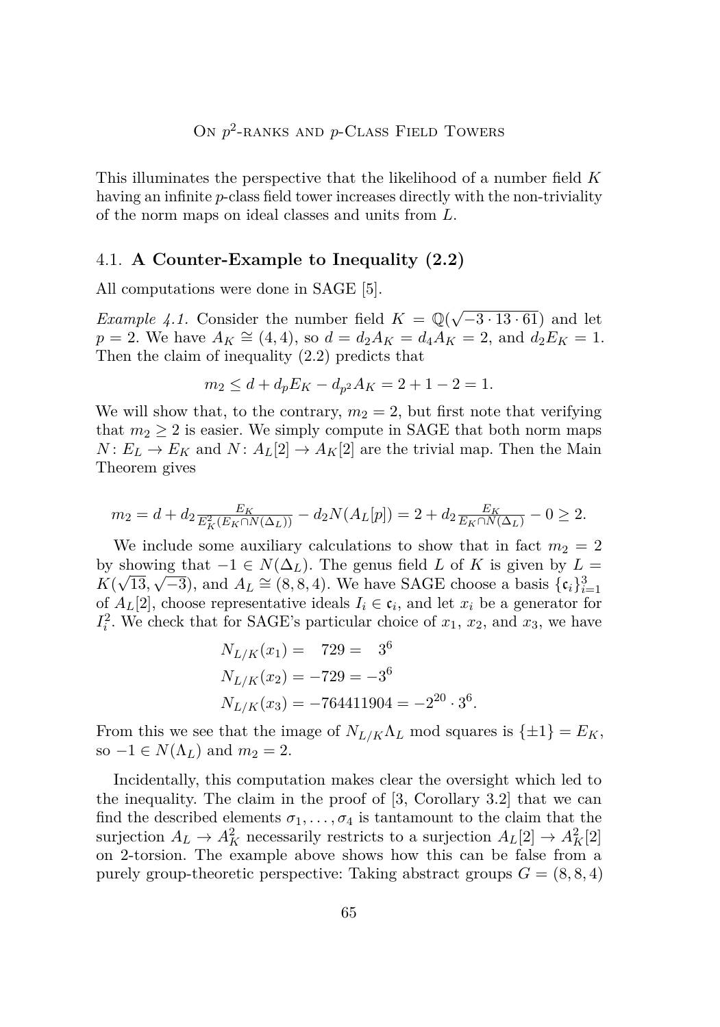This illuminates the perspective that the likelihood of a number field $K$ having an infinite $p$-class field tower increases directly with the non-triviality of the norm maps on ideal classes and units from $L$.

### 4.1. **A Counter-Example to Inequality (2.2)**

All computations were done in SAGE [5].

*Example 4.1.* Consider the number field $K = \mathbb{Q}(\sqrt{-3 \cdot 13 \cdot 61})$ and let $p = 2$. We have $A_K \cong (4, 4)$, so $d = d_2 A_K = d_4 A_K = 2$, and $d_2 E_K = 1$. Then the claim of inequality (2.2) predicts that

$$m_2 \leq d + d_p E_K - d_{p^2} A_K = 2 + 1 - 2 = 1.$$

We will show that, to the contrary, $m_2 = 2$, but first note that verifying that $m_2 \geq 2$ is easier. We simply compute in SAGE that both norm maps $N\colon E_L \to E_K$ and $N\colon A_L[2] \to A_K[2]$ are the trivial map. Then the Main Theorem gives

$$m_2 = d + d_2 \tfrac{E_K}{E_K^2(E_K \cap N(\Delta_L))} - d_2 N(A_L[p]) = 2 + d_2 \tfrac{E_K}{E_K \cap N(\Delta_L)} - 0 \geq 2.$$

We include some auxiliary calculations to show that in fact $m_2 = 2$ by showing that $-1 \in N(\Delta_L)$. The genus field $L$ of $K$ is given by $L = K(\sqrt{13}, \sqrt{-3})$, and $A_L \cong (8, 8, 4)$. We have SAGE choose a basis $\{\mathfrak{c}_i\}_{i=1}^3$ of $A_L[2]$, choose representative ideals $I_i \in \mathfrak{c}_i$, and let $x_i$ be a generator for $I_i^2$. We check that for SAGE's particular choice of $x_1$, $x_2$, and $x_3$, we have

$$\begin{aligned}
N_{L/K}(x_1) &= \quad 729 = \quad 3^6 \\
N_{L/K}(x_2) &= -729 = -3^6 \\
N_{L/K}(x_3) &= -764411904 = -2^{20} \cdot 3^6.
\end{aligned}$$

From this we see that the image of $N_{L/K}\Lambda_L$ mod squares is $\{\pm 1\} = E_K$, so $-1 \in N(\Lambda_L)$ and $m_2 = 2$.

Incidentally, this computation makes clear the oversight which led to the inequality. The claim in the proof of [3, Corollary 3.2] that we can find the described elements $\sigma_1, \ldots, \sigma_4$ is tantamount to the claim that the surjection $A_L \to A_K^2$ necessarily restricts to a surjection $A_L[2] \to A_K^2[2]$ on 2-torsion. The example above shows how this can be false from a purely group-theoretic perspective: Taking abstract groups $G = (8, 8, 4)$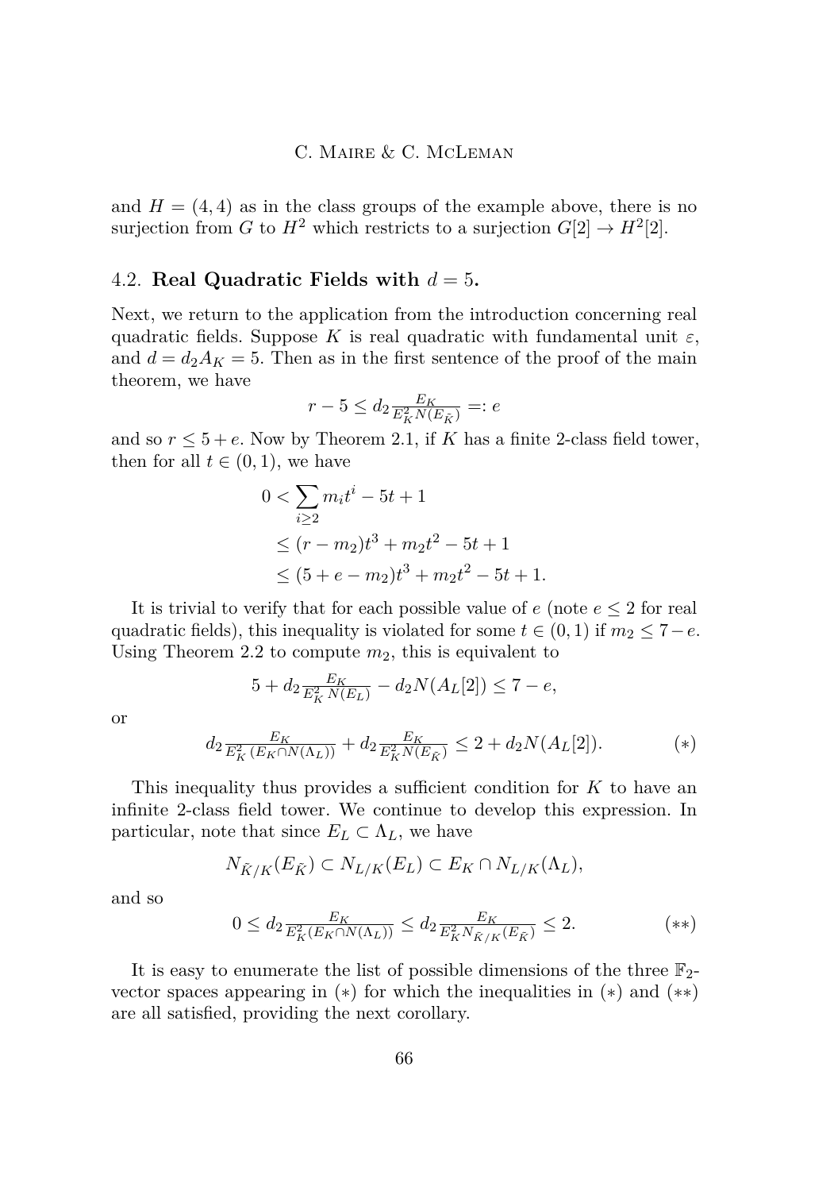and $H = (4,4)$ as in the class groups of the example above, there is no surjection from $G$ to $H^2$ which restricts to a surjection $G[2] \to H^2[2]$.

### 4.2. Real Quadratic Fields with $d = 5$.

Next, we return to the application from the introduction concerning real quadratic fields. Suppose $K$ is real quadratic with fundamental unit $\varepsilon$, and $d = d_2 A_K = 5$. Then as in the first sentence of the proof of the main theorem, we have

$$r - 5 \le d_2 \tfrac{E_K}{E_K^2 N(E_{\tilde{K}})} =: e$$

and so $r \le 5 + e$. Now by Theorem 2.1, if $K$ has a finite 2-class field tower, then for all $t \in (0,1)$, we have

$$\begin{aligned}
0 &< \sum_{i \ge 2} m_i t^i - 5t + 1 \\
&\le (r - m_2)t^3 + m_2 t^2 - 5t + 1 \\
&\le (5 + e - m_2)t^3 + m_2 t^2 - 5t + 1.
\end{aligned}$$

It is trivial to verify that for each possible value of $e$ (note $e \le 2$ for real quadratic fields), this inequality is violated for some $t \in (0,1)$ if $m_2 \le 7 - e$. Using Theorem 2.2 to compute $m_2$, this is equivalent to

$$5 + d_2 \tfrac{E_K}{E_K^2 N(E_L)} - d_2 N(A_L[2]) \le 7 - e,$$

or

$$d_2 \tfrac{E_K}{E_K^2 (E_K \cap N(\Lambda_L))} + d_2 \tfrac{E_K}{E_K^2 N(E_{\tilde{K}})} \le 2 + d_2 N(A_L[2]). \qquad (*)$$

This inequality thus provides a sufficient condition for $K$ to have an infinite 2-class field tower. We continue to develop this expression. In particular, note that since $E_L \subset \Lambda_L$, we have

$$N_{\tilde{K}/K}(E_{\tilde{K}}) \subset N_{L/K}(E_L) \subset E_K \cap N_{L/K}(\Lambda_L),$$

and so

$$0 \le d_2 \tfrac{E_K}{E_K^2 (E_K \cap N(\Lambda_L))} \le d_2 \tfrac{E_K}{E_K^2 N_{\tilde{K}/K}(E_{\tilde{K}})} \le 2. \qquad (**)$$

It is easy to enumerate the list of possible dimensions of the three $\mathbb{F}_2$-vector spaces appearing in $(*)$ for which the inequalities in $(*)$ and $(**)$ are all satisfied, providing the next corollary.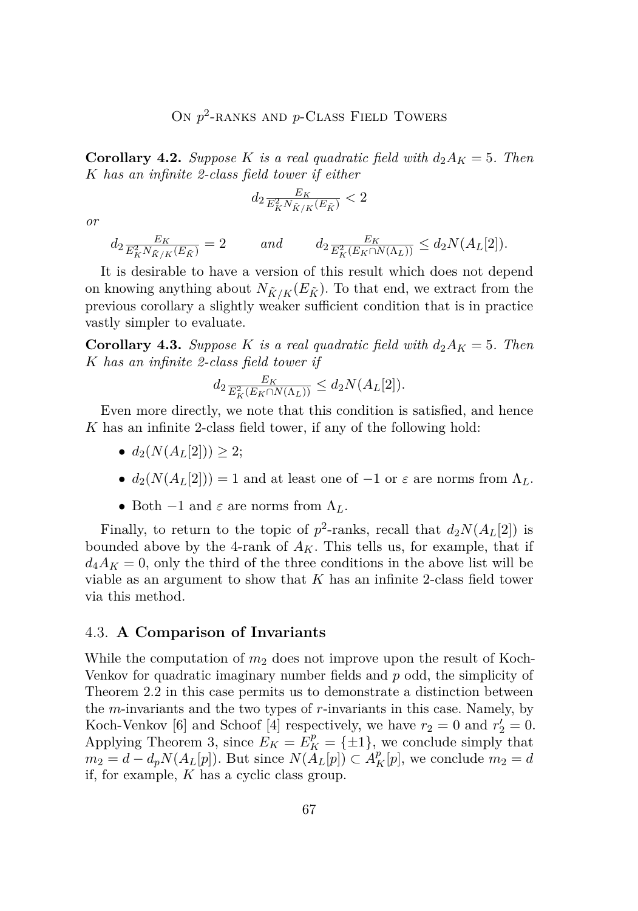**Corollary 4.2.** *Suppose $K$ is a real quadratic field with $d_2 A_K = 5$. Then $K$ has an infinite 2-class field tower if either*

$$d_2 \tfrac{E_K}{E_K^2 N_{\tilde{K}/K}(E_{\tilde{K}})} < 2$$

*or*

$$d_2 \tfrac{E_K}{E_K^2 N_{\tilde{K}/K}(E_{\tilde{K}})} = 2 \qquad \textit{and} \qquad d_2 \tfrac{E_K}{E_K^2 (E_K \cap N(\Lambda_L))} \leq d_2 N(A_L[2]).$$

It is desirable to have a version of this result which does not depend on knowing anything about $N_{\tilde{K}/K}(E_{\tilde{K}})$. To that end, we extract from the previous corollary a slightly weaker sufficient condition that is in practice vastly simpler to evaluate.

**Corollary 4.3.** *Suppose $K$ is a real quadratic field with $d_2 A_K = 5$. Then $K$ has an infinite 2-class field tower if*

$$d_2 \tfrac{E_K}{E_K^2 (E_K \cap N(\Lambda_L))} \leq d_2 N(A_L[2]).$$

Even more directly, we note that this condition is satisfied, and hence $K$ has an infinite 2-class field tower, if any of the following hold:

- $d_2(N(A_L[2])) \geq 2$;
- $d_2(N(A_L[2])) = 1$ and at least one of $-1$ or $\varepsilon$ are norms from $\Lambda_L$.
- Both $-1$ and $\varepsilon$ are norms from $\Lambda_L$.

Finally, to return to the topic of $p^2$-ranks, recall that $d_2 N(A_L[2])$ is bounded above by the 4-rank of $A_K$. This tells us, for example, that if $d_4 A_K = 0$, only the third of the three conditions in the above list will be viable as an argument to show that $K$ has an infinite 2-class field tower via this method.

### 4.3. **A Comparison of Invariants**

While the computation of $m_2$ does not improve upon the result of Koch-Venkov for quadratic imaginary number fields and $p$ odd, the simplicity of Theorem 2.2 in this case permits us to demonstrate a distinction between the $m$-invariants and the two types of $r$-invariants in this case. Namely, by Koch-Venkov [6] and Schoof [4] respectively, we have $r_2 = 0$ and $r_2' = 0$. Applying Theorem 3, since $E_K = E_K^p = \{\pm 1\}$, we conclude simply that $m_2 = d - d_p N(A_L[p])$. But since $N(A_L[p]) \subset A_K^p[p]$, we conclude $m_2 = d$ if, for example, $K$ has a cyclic class group.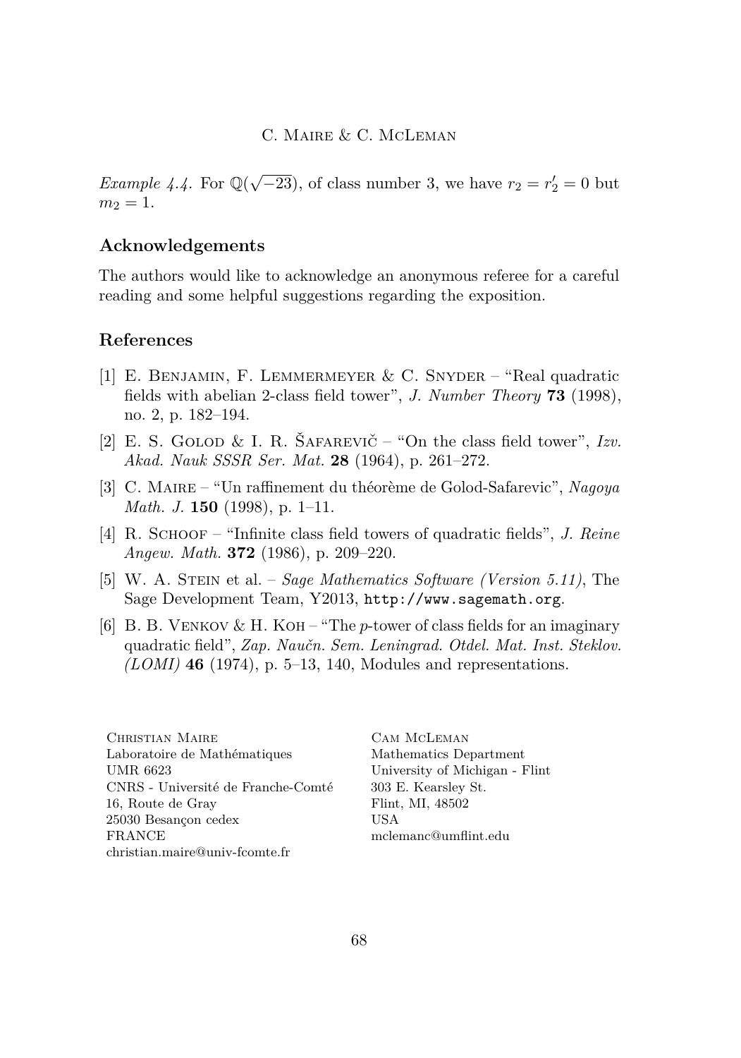*Example 4.4.* For $\mathbb{Q}(\sqrt{-23})$, of class number 3, we have $r_2 = r'_2 = 0$ but $m_2 = 1$.

## Acknowledgements

The authors would like to acknowledge an anonymous referee for a careful reading and some helpful suggestions regarding the exposition.

## References

[1] E. Benjamin, F. Lemmermeyer & C. Snyder – "Real quadratic fields with abelian 2-class field tower", *J. Number Theory* **73** (1998), no. 2, p. 182–194.

[2] E. S. Golod & I. R. Šafarevič – "On the class field tower", *Izv. Akad. Nauk SSSR Ser. Mat.* **28** (1964), p. 261–272.

[3] C. Maire – "Un raffinement du théorème de Golod-Safarevic", *Nagoya Math. J.* **150** (1998), p. 1–11.

[4] R. Schoof – "Infinite class field towers of quadratic fields", *J. Reine Angew. Math.* **372** (1986), p. 209–220.

[5] W. A. Stein et al. – *Sage Mathematics Software (Version 5.11)*, The Sage Development Team, Y2013, `http://www.sagemath.org`.

[6] B. B. Venkov & H. Koh – "The $p$-tower of class fields for an imaginary quadratic field", *Zap. Naučn. Sem. Leningrad. Otdel. Mat. Inst. Steklov. (LOMI)* **46** (1974), p. 5–13, 140, Modules and representations.

Christian Maire
Laboratoire de Mathématiques
UMR 6623
CNRS - Université de Franche-Comté
16, Route de Gray
25030 Besançon cedex
FRANCE
christian.maire@univ-fcomte.fr

Cam McLeman
Mathematics Department
University of Michigan - Flint
303 E. Kearsley St.
Flint, MI, 48502
USA
mclemanc@umflint.edu